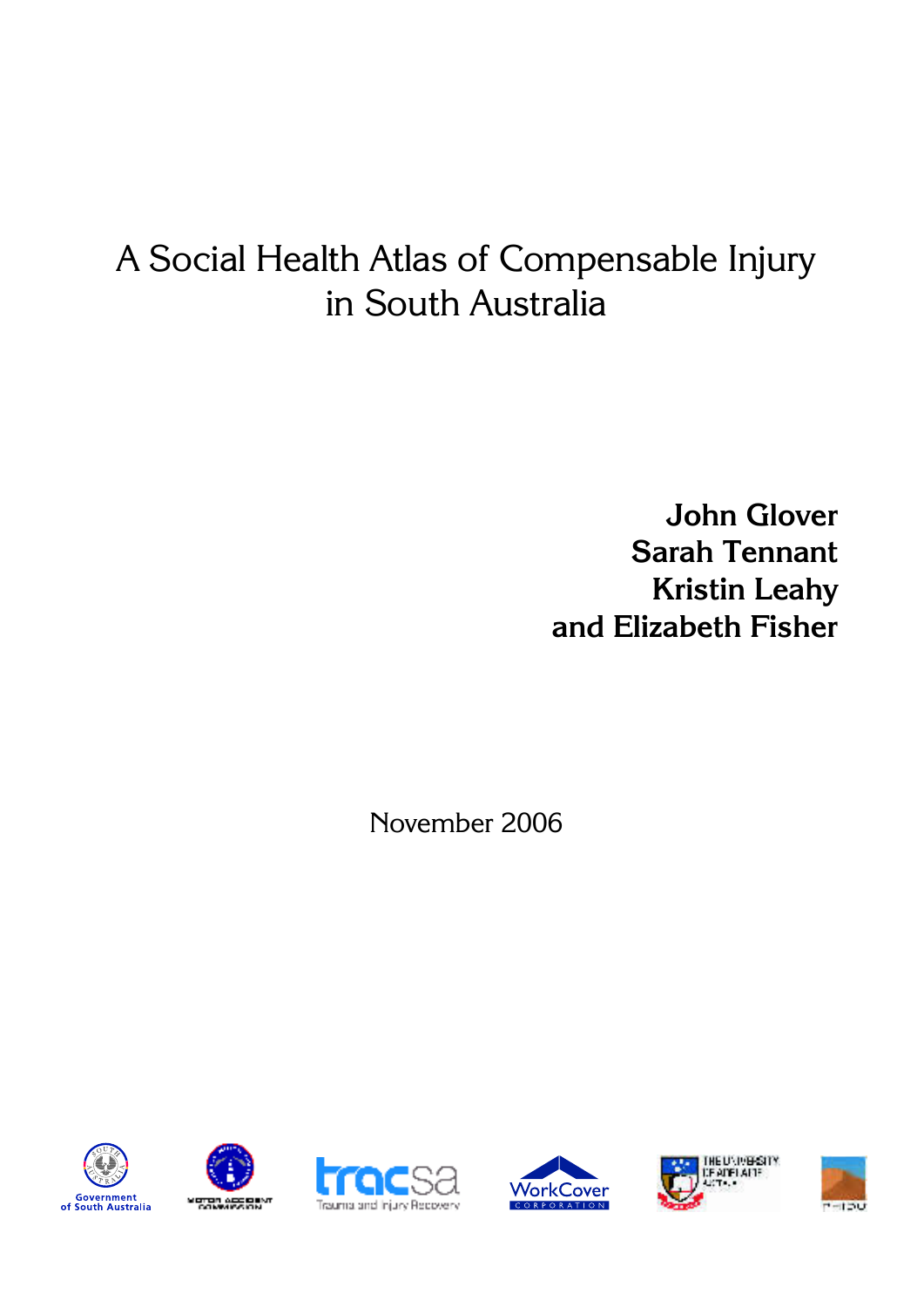# A Social Health Atlas of Compensable Injury in South Australia

**John Glover**
**Sarah Tennant**
**Kristin Leahy**
**and Elizabeth Fisher**

November 2006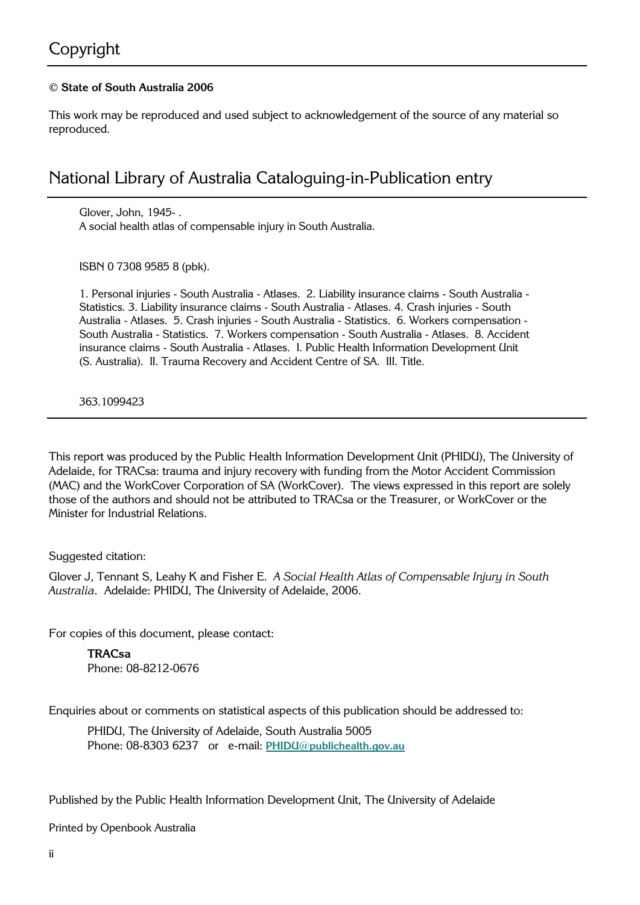## Copyright

**© State of South Australia 2006**

This work may be reproduced and used subject to acknowledgement of the source of any material so reproduced.

## National Library of Australia Cataloguing-in-Publication entry

Glover, John, 1945- .
A social health atlas of compensable injury in South Australia.

ISBN 0 7308 9585 8 (pbk).

1. Personal injuries - South Australia - Atlases. 2. Liability insurance claims - South Australia - Statistics. 3. Liability insurance claims - South Australia - Atlases. 4. Crash injuries - South Australia - Atlases. 5. Crash injuries - South Australia - Statistics. 6. Workers compensation - South Australia - Statistics. 7. Workers compensation - South Australia - Atlases. 8. Accident insurance claims - South Australia - Atlases. I. Public Health Information Development Unit (S. Australia). II. Trauma Recovery and Accident Centre of SA. III. Title.

363.1099423

This report was produced by the Public Health Information Development Unit (PHIDU), The University of Adelaide, for TRACsa: trauma and injury recovery with funding from the Motor Accident Commission (MAC) and the WorkCover Corporation of SA (WorkCover). The views expressed in this report are solely those of the authors and should not be attributed to TRACsa or the Treasurer, or WorkCover or the Minister for Industrial Relations.

Suggested citation:

Glover J, Tennant S, Leahy K and Fisher E. *A Social Health Atlas of Compensable Injury in South Australia.* Adelaide: PHIDU, The University of Adelaide, 2006.

For copies of this document, please contact:

**TRACsa**
Phone: 08-8212-0676

Enquiries about or comments on statistical aspects of this publication should be addressed to:

PHIDU, The University of Adelaide, South Australia 5005
Phone: 08-8303 6237 or e-mail: **PHIDU@publichealth.gov.au**

Published by the Public Health Information Development Unit, The University of Adelaide

Printed by Openbook Australia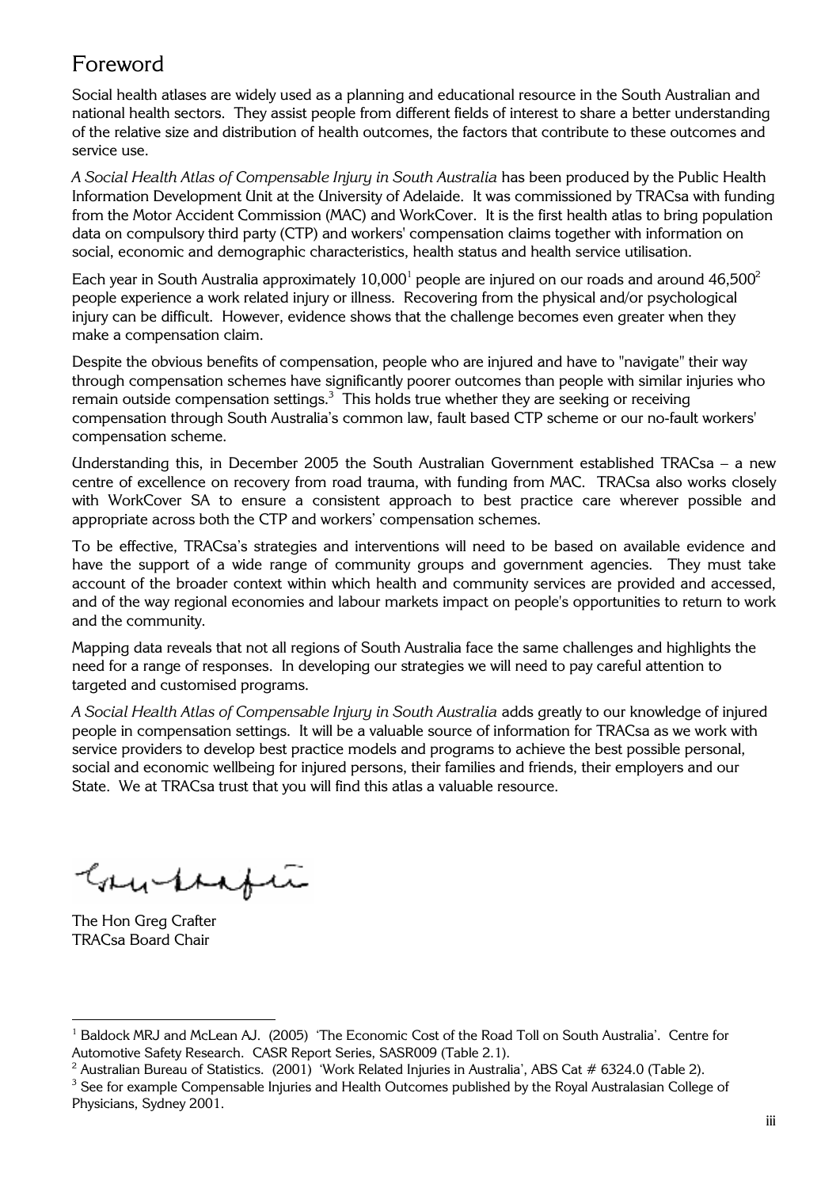# Foreword

Social health atlases are widely used as a planning and educational resource in the South Australian and national health sectors. They assist people from different fields of interest to share a better understanding of the relative size and distribution of health outcomes, the factors that contribute to these outcomes and service use.

*A Social Health Atlas of Compensable Injury in South Australia* has been produced by the Public Health Information Development Unit at the University of Adelaide. It was commissioned by TRACsa with funding from the Motor Accident Commission (MAC) and WorkCover. It is the first health atlas to bring population data on compulsory third party (CTP) and workers' compensation claims together with information on social, economic and demographic characteristics, health status and health service utilisation.

Each year in South Australia approximately 10,000[1] people are injured on our roads and around 46,500[2] people experience a work related injury or illness. Recovering from the physical and/or psychological injury can be difficult. However, evidence shows that the challenge becomes even greater when they make a compensation claim.

Despite the obvious benefits of compensation, people who are injured and have to "navigate" their way through compensation schemes have significantly poorer outcomes than people with similar injuries who remain outside compensation settings.[3] This holds true whether they are seeking or receiving compensation through South Australia's common law, fault based CTP scheme or our no-fault workers' compensation scheme.

Understanding this, in December 2005 the South Australian Government established TRACsa – a new centre of excellence on recovery from road trauma, with funding from MAC. TRACsa also works closely with WorkCover SA to ensure a consistent approach to best practice care wherever possible and appropriate across both the CTP and workers' compensation schemes.

To be effective, TRACsa's strategies and interventions will need to be based on available evidence and have the support of a wide range of community groups and government agencies. They must take account of the broader context within which health and community services are provided and accessed, and of the way regional economies and labour markets impact on people's opportunities to return to work and the community.

Mapping data reveals that not all regions of South Australia face the same challenges and highlights the need for a range of responses. In developing our strategies we will need to pay careful attention to targeted and customised programs.

*A Social Health Atlas of Compensable Injury in South Australia* adds greatly to our knowledge of injured people in compensation settings. It will be a valuable source of information for TRACsa as we work with service providers to develop best practice models and programs to achieve the best possible personal, social and economic wellbeing for injured persons, their families and friends, their employers and our State. We at TRACsa trust that you will find this atlas a valuable resource.

The Hon Greg Crafter
TRACsa Board Chair

---

[1] Baldock MRJ and McLean AJ. (2005) 'The Economic Cost of the Road Toll on South Australia'. Centre for Automotive Safety Research. CASR Report Series, SASR009 (Table 2.1).

[2] Australian Bureau of Statistics. (2001) 'Work Related Injuries in Australia', ABS Cat # 6324.0 (Table 2).

[3] See for example Compensable Injuries and Health Outcomes published by the Royal Australasian College of Physicians, Sydney 2001.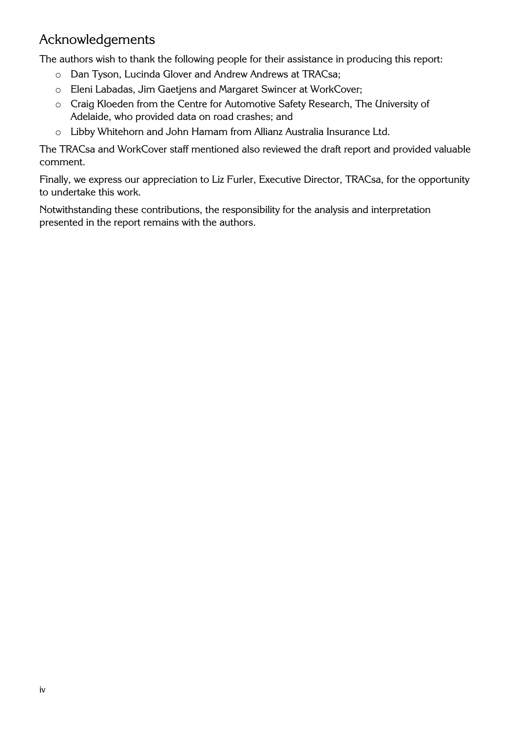## Acknowledgements

The authors wish to thank the following people for their assistance in producing this report:

- Dan Tyson, Lucinda Glover and Andrew Andrews at TRACsa;
- Eleni Labadas, Jim Gaetjens and Margaret Swincer at WorkCover;
- Craig Kloeden from the Centre for Automotive Safety Research, The University of Adelaide, who provided data on road crashes; and
- Libby Whitehorn and John Hamam from Allianz Australia Insurance Ltd.

The TRACsa and WorkCover staff mentioned also reviewed the draft report and provided valuable comment.

Finally, we express our appreciation to Liz Furler, Executive Director, TRACsa, for the opportunity to undertake this work.

Notwithstanding these contributions, the responsibility for the analysis and interpretation presented in the report remains with the authors.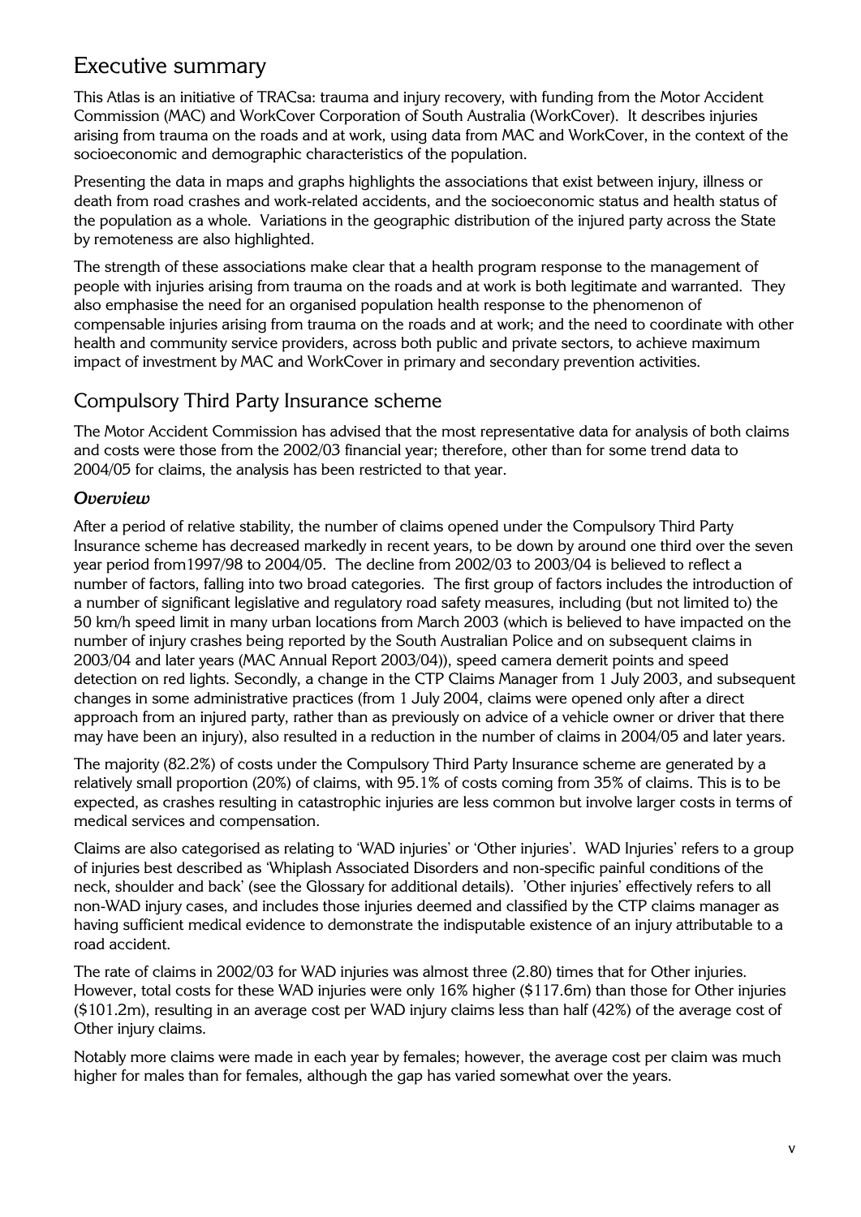# Executive summary

This Atlas is an initiative of TRACsa: trauma and injury recovery, with funding from the Motor Accident Commission (MAC) and WorkCover Corporation of South Australia (WorkCover). It describes injuries arising from trauma on the roads and at work, using data from MAC and WorkCover, in the context of the socioeconomic and demographic characteristics of the population.

Presenting the data in maps and graphs highlights the associations that exist between injury, illness or death from road crashes and work-related accidents, and the socioeconomic status and health status of the population as a whole. Variations in the geographic distribution of the injured party across the State by remoteness are also highlighted.

The strength of these associations make clear that a health program response to the management of people with injuries arising from trauma on the roads and at work is both legitimate and warranted. They also emphasise the need for an organised population health response to the phenomenon of compensable injuries arising from trauma on the roads and at work; and the need to coordinate with other health and community service providers, across both public and private sectors, to achieve maximum impact of investment by MAC and WorkCover in primary and secondary prevention activities.

## Compulsory Third Party Insurance scheme

The Motor Accident Commission has advised that the most representative data for analysis of both claims and costs were those from the 2002/03 financial year; therefore, other than for some trend data to 2004/05 for claims, the analysis has been restricted to that year.

### *Overview*

After a period of relative stability, the number of claims opened under the Compulsory Third Party Insurance scheme has decreased markedly in recent years, to be down by around one third over the seven year period from1997/98 to 2004/05. The decline from 2002/03 to 2003/04 is believed to reflect a number of factors, falling into two broad categories. The first group of factors includes the introduction of a number of significant legislative and regulatory road safety measures, including (but not limited to) the 50 km/h speed limit in many urban locations from March 2003 (which is believed to have impacted on the number of injury crashes being reported by the South Australian Police and on subsequent claims in 2003/04 and later years (MAC Annual Report 2003/04)), speed camera demerit points and speed detection on red lights. Secondly, a change in the CTP Claims Manager from 1 July 2003, and subsequent changes in some administrative practices (from 1 July 2004, claims were opened only after a direct approach from an injured party, rather than as previously on advice of a vehicle owner or driver that there may have been an injury), also resulted in a reduction in the number of claims in 2004/05 and later years.

The majority (82.2%) of costs under the Compulsory Third Party Insurance scheme are generated by a relatively small proportion (20%) of claims, with 95.1% of costs coming from 35% of claims. This is to be expected, as crashes resulting in catastrophic injuries are less common but involve larger costs in terms of medical services and compensation.

Claims are also categorised as relating to 'WAD injuries' or 'Other injuries'. WAD Injuries' refers to a group of injuries best described as 'Whiplash Associated Disorders and non-specific painful conditions of the neck, shoulder and back' (see the Glossary for additional details). 'Other injuries' effectively refers to all non-WAD injury cases, and includes those injuries deemed and classified by the CTP claims manager as having sufficient medical evidence to demonstrate the indisputable existence of an injury attributable to a road accident.

The rate of claims in 2002/03 for WAD injuries was almost three (2.80) times that for Other injuries. However, total costs for these WAD injuries were only 16% higher ($117.6m) than those for Other injuries ($101.2m), resulting in an average cost per WAD injury claims less than half (42%) of the average cost of Other injury claims.

Notably more claims were made in each year by females; however, the average cost per claim was much higher for males than for females, although the gap has varied somewhat over the years.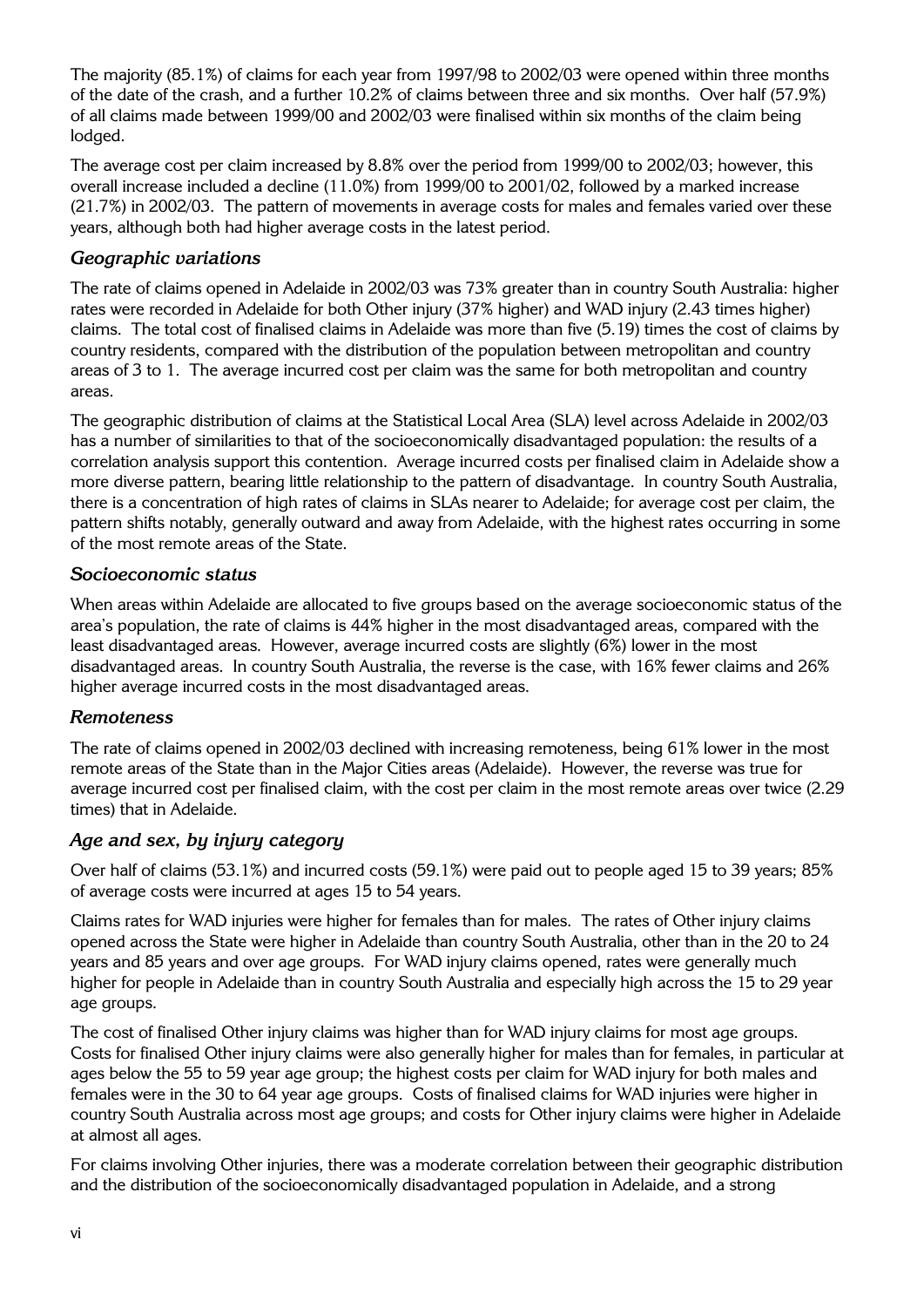The majority (85.1%) of claims for each year from 1997/98 to 2002/03 were opened within three months of the date of the crash, and a further 10.2% of claims between three and six months. Over half (57.9%) of all claims made between 1999/00 and 2002/03 were finalised within six months of the claim being lodged.

The average cost per claim increased by 8.8% over the period from 1999/00 to 2002/03; however, this overall increase included a decline (11.0%) from 1999/00 to 2001/02, followed by a marked increase (21.7%) in 2002/03. The pattern of movements in average costs for males and females varied over these years, although both had higher average costs in the latest period.

### *Geographic variations*

The rate of claims opened in Adelaide in 2002/03 was 73% greater than in country South Australia: higher rates were recorded in Adelaide for both Other injury (37% higher) and WAD injury (2.43 times higher) claims. The total cost of finalised claims in Adelaide was more than five (5.19) times the cost of claims by country residents, compared with the distribution of the population between metropolitan and country areas of 3 to 1. The average incurred cost per claim was the same for both metropolitan and country areas.

The geographic distribution of claims at the Statistical Local Area (SLA) level across Adelaide in 2002/03 has a number of similarities to that of the socioeconomically disadvantaged population: the results of a correlation analysis support this contention. Average incurred costs per finalised claim in Adelaide show a more diverse pattern, bearing little relationship to the pattern of disadvantage. In country South Australia, there is a concentration of high rates of claims in SLAs nearer to Adelaide; for average cost per claim, the pattern shifts notably, generally outward and away from Adelaide, with the highest rates occurring in some of the most remote areas of the State.

### *Socioeconomic status*

When areas within Adelaide are allocated to five groups based on the average socioeconomic status of the area's population, the rate of claims is 44% higher in the most disadvantaged areas, compared with the least disadvantaged areas. However, average incurred costs are slightly (6%) lower in the most disadvantaged areas. In country South Australia, the reverse is the case, with 16% fewer claims and 26% higher average incurred costs in the most disadvantaged areas.

### *Remoteness*

The rate of claims opened in 2002/03 declined with increasing remoteness, being 61% lower in the most remote areas of the State than in the Major Cities areas (Adelaide). However, the reverse was true for average incurred cost per finalised claim, with the cost per claim in the most remote areas over twice (2.29 times) that in Adelaide.

### *Age and sex, by injury category*

Over half of claims (53.1%) and incurred costs (59.1%) were paid out to people aged 15 to 39 years; 85% of average costs were incurred at ages 15 to 54 years.

Claims rates for WAD injuries were higher for females than for males. The rates of Other injury claims opened across the State were higher in Adelaide than country South Australia, other than in the 20 to 24 years and 85 years and over age groups. For WAD injury claims opened, rates were generally much higher for people in Adelaide than in country South Australia and especially high across the 15 to 29 year age groups.

The cost of finalised Other injury claims was higher than for WAD injury claims for most age groups. Costs for finalised Other injury claims were also generally higher for males than for females, in particular at ages below the 55 to 59 year age group; the highest costs per claim for WAD injury for both males and females were in the 30 to 64 year age groups. Costs of finalised claims for WAD injuries were higher in country South Australia across most age groups; and costs for Other injury claims were higher in Adelaide at almost all ages.

For claims involving Other injuries, there was a moderate correlation between their geographic distribution and the distribution of the socioeconomically disadvantaged population in Adelaide, and a strong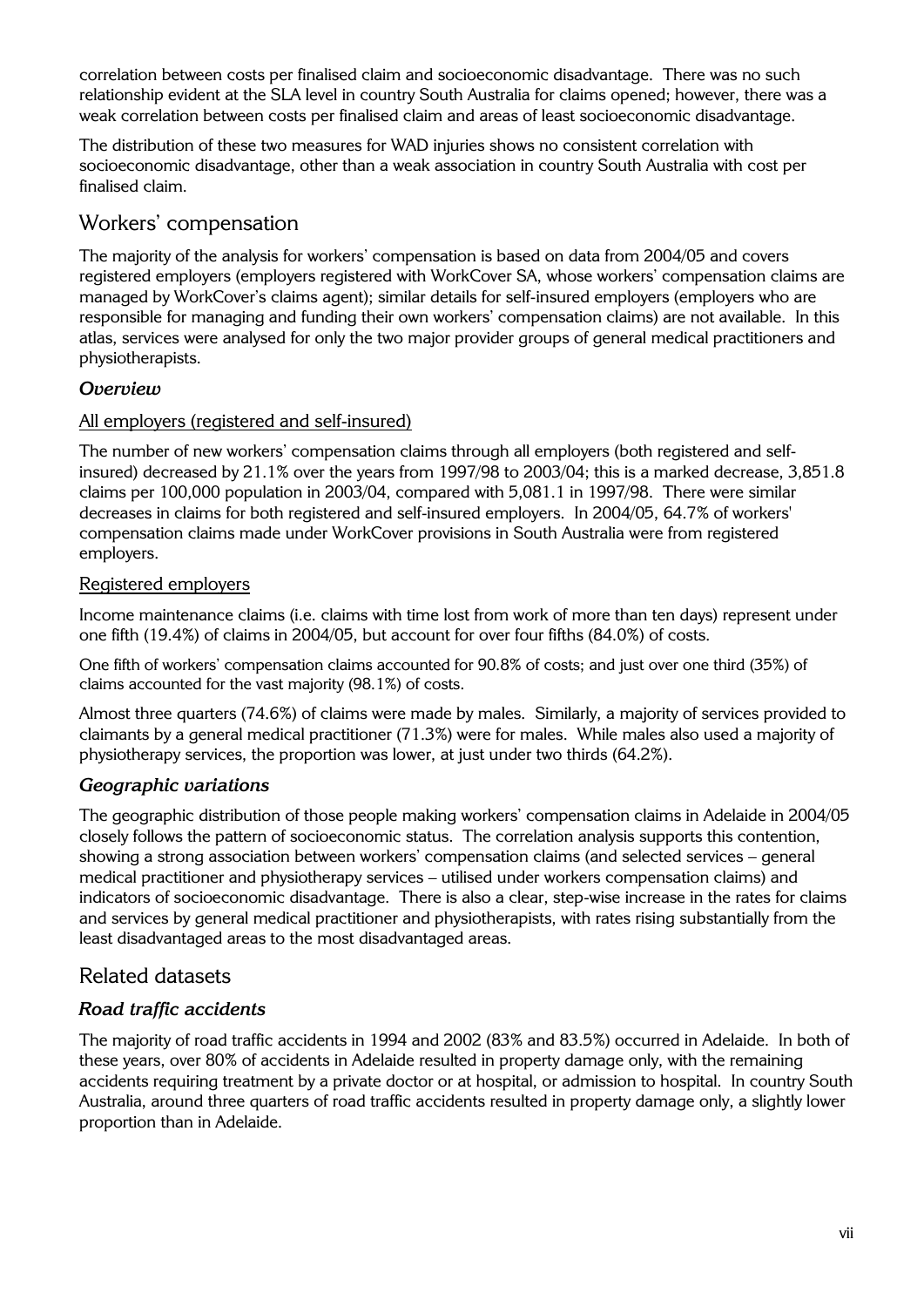correlation between costs per finalised claim and socioeconomic disadvantage. There was no such relationship evident at the SLA level in country South Australia for claims opened; however, there was a weak correlation between costs per finalised claim and areas of least socioeconomic disadvantage.

The distribution of these two measures for WAD injuries shows no consistent correlation with socioeconomic disadvantage, other than a weak association in country South Australia with cost per finalised claim.

## Workers' compensation

The majority of the analysis for workers' compensation is based on data from 2004/05 and covers registered employers (employers registered with WorkCover SA, whose workers' compensation claims are managed by WorkCover's claims agent); similar details for self-insured employers (employers who are responsible for managing and funding their own workers' compensation claims) are not available. In this atlas, services were analysed for only the two major provider groups of general medical practitioners and physiotherapists.

### *Overview*

All employers (registered and self-insured)

The number of new workers' compensation claims through all employers (both registered and self-insured) decreased by 21.1% over the years from 1997/98 to 2003/04; this is a marked decrease, 3,851.8 claims per 100,000 population in 2003/04, compared with 5,081.1 in 1997/98. There were similar decreases in claims for both registered and self-insured employers. In 2004/05, 64.7% of workers' compensation claims made under WorkCover provisions in South Australia were from registered employers.

Registered employers

Income maintenance claims (i.e. claims with time lost from work of more than ten days) represent under one fifth (19.4%) of claims in 2004/05, but account for over four fifths (84.0%) of costs.

One fifth of workers' compensation claims accounted for 90.8% of costs; and just over one third (35%) of claims accounted for the vast majority (98.1%) of costs.

Almost three quarters (74.6%) of claims were made by males. Similarly, a majority of services provided to claimants by a general medical practitioner (71.3%) were for males. While males also used a majority of physiotherapy services, the proportion was lower, at just under two thirds (64.2%).

### *Geographic variations*

The geographic distribution of those people making workers' compensation claims in Adelaide in 2004/05 closely follows the pattern of socioeconomic status. The correlation analysis supports this contention, showing a strong association between workers' compensation claims (and selected services – general medical practitioner and physiotherapy services – utilised under workers compensation claims) and indicators of socioeconomic disadvantage. There is also a clear, step-wise increase in the rates for claims and services by general medical practitioner and physiotherapists, with rates rising substantially from the least disadvantaged areas to the most disadvantaged areas.

## Related datasets

### *Road traffic accidents*

The majority of road traffic accidents in 1994 and 2002 (83% and 83.5%) occurred in Adelaide. In both of these years, over 80% of accidents in Adelaide resulted in property damage only, with the remaining accidents requiring treatment by a private doctor or at hospital, or admission to hospital. In country South Australia, around three quarters of road traffic accidents resulted in property damage only, a slightly lower proportion than in Adelaide.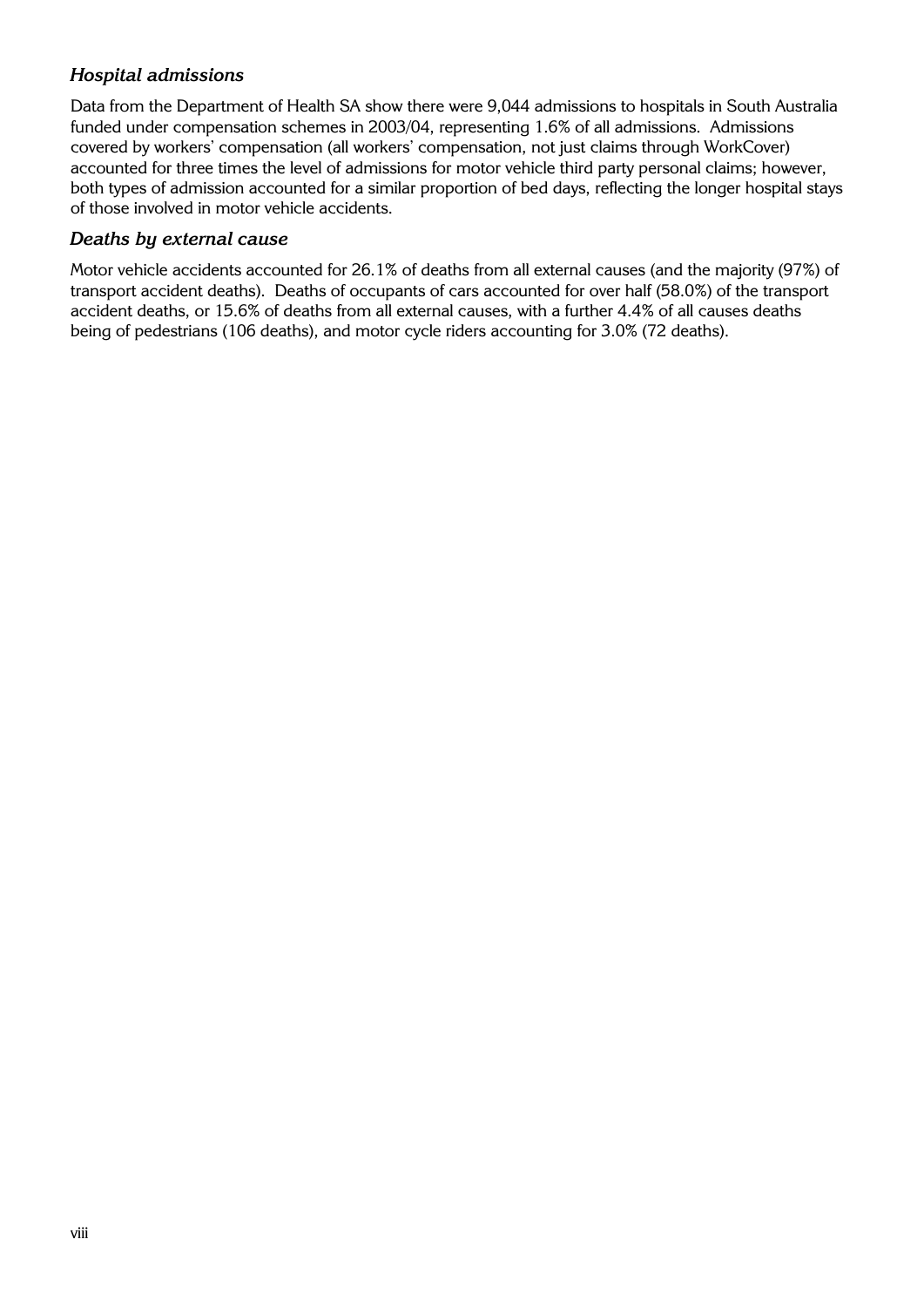### *Hospital admissions*

Data from the Department of Health SA show there were 9,044 admissions to hospitals in South Australia funded under compensation schemes in 2003/04, representing 1.6% of all admissions. Admissions covered by workers' compensation (all workers' compensation, not just claims through WorkCover) accounted for three times the level of admissions for motor vehicle third party personal claims; however, both types of admission accounted for a similar proportion of bed days, reflecting the longer hospital stays of those involved in motor vehicle accidents.

### *Deaths by external cause*

Motor vehicle accidents accounted for 26.1% of deaths from all external causes (and the majority (97%) of transport accident deaths). Deaths of occupants of cars accounted for over half (58.0%) of the transport accident deaths, or 15.6% of deaths from all external causes, with a further 4.4% of all causes deaths being of pedestrians (106 deaths), and motor cycle riders accounting for 3.0% (72 deaths).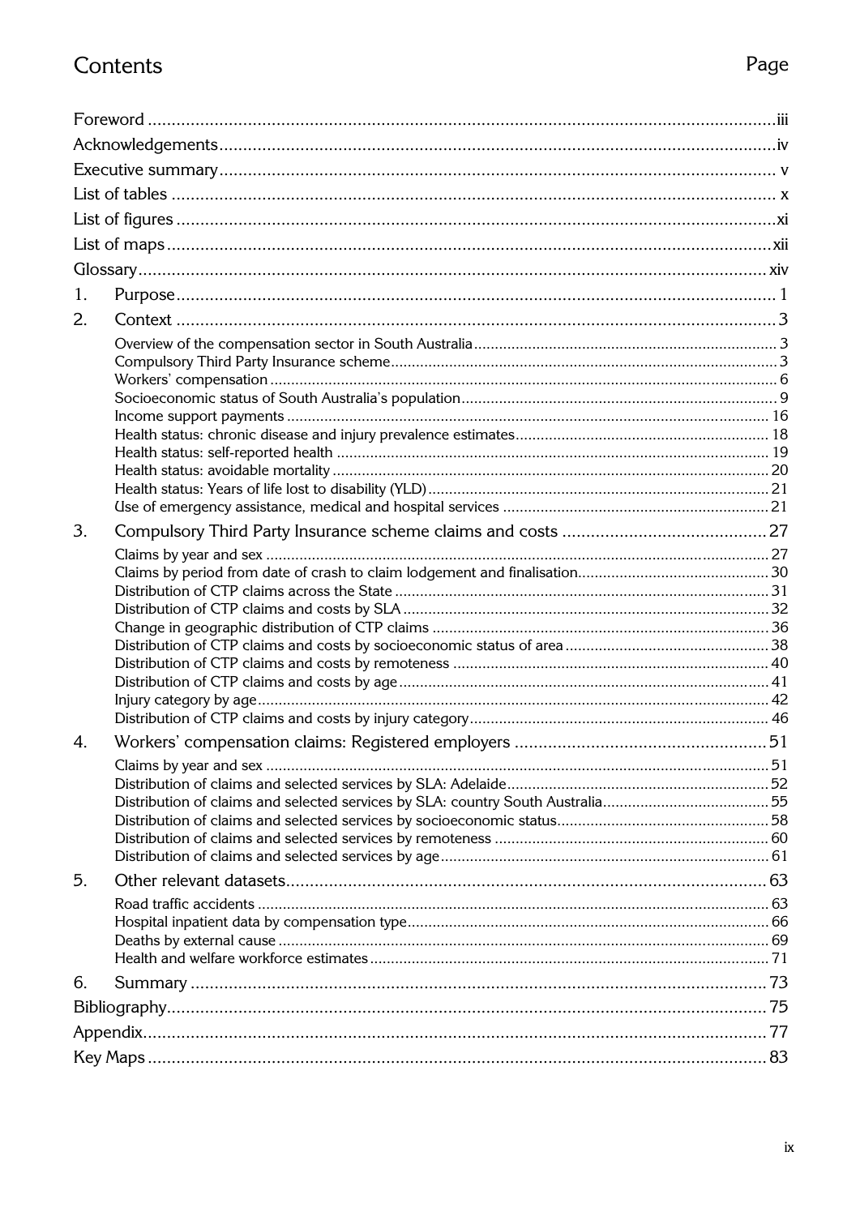# Contents

| | Page |
|---|---|
| Foreword | iii |
| Acknowledgements | iv |
| Executive summary | v |
| List of tables | x |
| List of figures | xi |
| List of maps | xii |
| Glossary | xiv |
| 1. Purpose | 1 |
| 2. Context | 3 |
| Overview of the compensation sector in South Australia | 3 |
| Compulsory Third Party Insurance scheme | 3 |
| Workers' compensation | 6 |
| Socioeconomic status of South Australia's population | 9 |
| Income support payments | 16 |
| Health status: chronic disease and injury prevalence estimates | 18 |
| Health status: self-reported health | 19 |
| Health status: avoidable mortality | 20 |
| Health status: Years of life lost to disability (YLD) | 21 |
| Use of emergency assistance, medical and hospital services | 21 |
| 3. Compulsory Third Party Insurance scheme claims and costs | 27 |
| Claims by year and sex | 27 |
| Claims by period from date of crash to claim lodgement and finalisation | 30 |
| Distribution of CTP claims across the State | 31 |
| Distribution of CTP claims and costs by SLA | 32 |
| Change in geographic distribution of CTP claims | 36 |
| Distribution of CTP claims and costs by socioeconomic status of area | 38 |
| Distribution of CTP claims and costs by remoteness | 40 |
| Distribution of CTP claims and costs by age | 41 |
| Injury category by age | 42 |
| Distribution of CTP claims and costs by injury category | 46 |
| 4. Workers' compensation claims: Registered employers | 51 |
| Claims by year and sex | 51 |
| Distribution of claims and selected services by SLA: Adelaide | 52 |
| Distribution of claims and selected services by SLA: country South Australia | 55 |
| Distribution of claims and selected services by socioeconomic status | 58 |
| Distribution of claims and selected services by remoteness | 60 |
| Distribution of claims and selected services by age | 61 |
| 5. Other relevant datasets | 63 |
| Road traffic accidents | 63 |
| Hospital inpatient data by compensation type | 66 |
| Deaths by external cause | 69 |
| Health and welfare workforce estimates | 71 |
| 6. Summary | 73 |
| Bibliography | 75 |
| Appendix | 77 |
| Key Maps | 83 |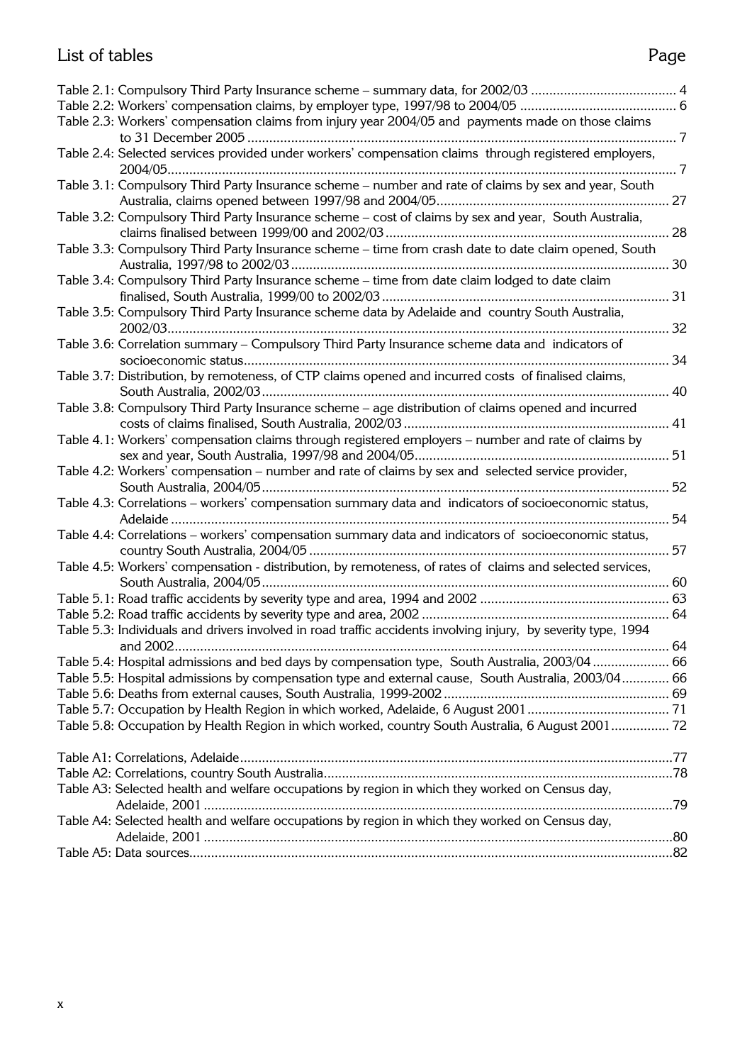## List of tables

| | Page |
|---|---|
| Table 2.1: Compulsory Third Party Insurance scheme – summary data, for 2002/03 | 4 |
| Table 2.2: Workers' compensation claims, by employer type, 1997/98 to 2004/05 | 6 |
| Table 2.3: Workers' compensation claims from injury year 2004/05 and payments made on those claims to 31 December 2005 | 7 |
| Table 2.4: Selected services provided under workers' compensation claims through registered employers, 2004/05 | 7 |
| Table 3.1: Compulsory Third Party Insurance scheme – number and rate of claims by sex and year, South Australia, claims opened between 1997/98 and 2004/05 | 27 |
| Table 3.2: Compulsory Third Party Insurance scheme – cost of claims by sex and year, South Australia, claims finalised between 1999/00 and 2002/03 | 28 |
| Table 3.3: Compulsory Third Party Insurance scheme – time from crash date to date claim opened, South Australia, 1997/98 to 2002/03 | 30 |
| Table 3.4: Compulsory Third Party Insurance scheme – time from date claim lodged to date claim finalised, South Australia, 1999/00 to 2002/03 | 31 |
| Table 3.5: Compulsory Third Party Insurance scheme data by Adelaide and country South Australia, 2002/03 | 32 |
| Table 3.6: Correlation summary – Compulsory Third Party Insurance scheme data and indicators of socioeconomic status | 34 |
| Table 3.7: Distribution, by remoteness, of CTP claims opened and incurred costs of finalised claims, South Australia, 2002/03 | 40 |
| Table 3.8: Compulsory Third Party Insurance scheme – age distribution of claims opened and incurred costs of claims finalised, South Australia, 2002/03 | 41 |
| Table 4.1: Workers' compensation claims through registered employers – number and rate of claims by sex and year, South Australia, 1997/98 and 2004/05 | 51 |
| Table 4.2: Workers' compensation – number and rate of claims by sex and selected service provider, South Australia, 2004/05 | 52 |
| Table 4.3: Correlations – workers' compensation summary data and indicators of socioeconomic status, Adelaide | 54 |
| Table 4.4: Correlations – workers' compensation summary data and indicators of socioeconomic status, country South Australia, 2004/05 | 57 |
| Table 4.5: Workers' compensation - distribution, by remoteness, of rates of claims and selected services, South Australia, 2004/05 | 60 |
| Table 5.1: Road traffic accidents by severity type and area, 1994 and 2002 | 63 |
| Table 5.2: Road traffic accidents by severity type and area, 2002 | 64 |
| Table 5.3: Individuals and drivers involved in road traffic accidents involving injury, by severity type, 1994 and 2002 | 64 |
| Table 5.4: Hospital admissions and bed days by compensation type, South Australia, 2003/04 | 66 |
| Table 5.5: Hospital admissions by compensation type and external cause, South Australia, 2003/04 | 66 |
| Table 5.6: Deaths from external causes, South Australia, 1999-2002 | 69 |
| Table 5.7: Occupation by Health Region in which worked, Adelaide, 6 August 2001 | 71 |
| Table 5.8: Occupation by Health Region in which worked, country South Australia, 6 August 2001 | 72 |
| Table A1: Correlations, Adelaide | 77 |
| Table A2: Correlations, country South Australia | 78 |
| Table A3: Selected health and welfare occupations by region in which they worked on Census day, Adelaide, 2001 | 79 |
| Table A4: Selected health and welfare occupations by region in which they worked on Census day, Adelaide, 2001 | 80 |
| Table A5: Data sources | 82 |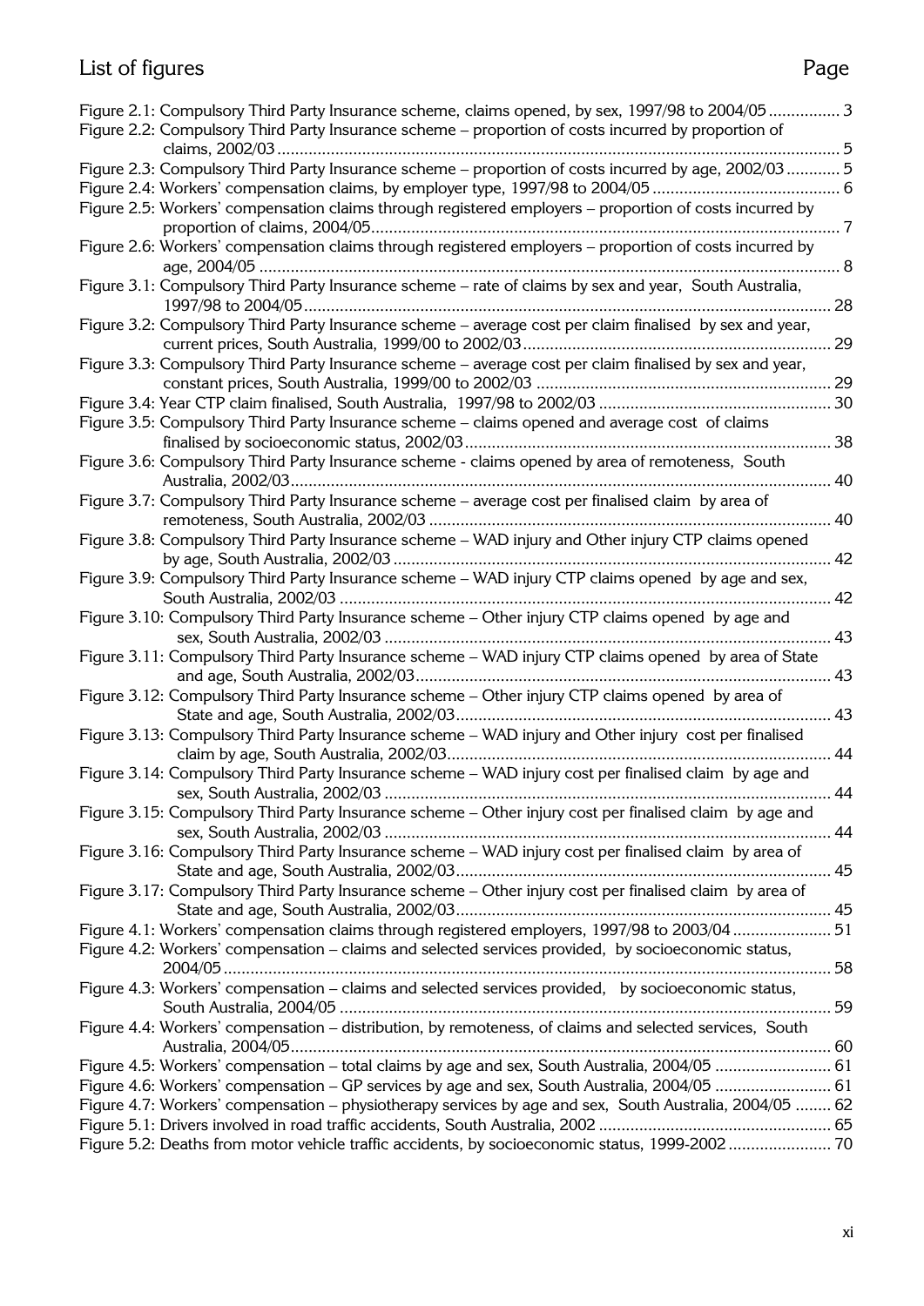# List of figures

| | Page |
|---|---|
| Figure 2.1: Compulsory Third Party Insurance scheme, claims opened, by sex, 1997/98 to 2004/05 | 3 |
| Figure 2.2: Compulsory Third Party Insurance scheme – proportion of costs incurred by proportion of claims, 2002/03 | 5 |
| Figure 2.3: Compulsory Third Party Insurance scheme – proportion of costs incurred by age, 2002/03 | 5 |
| Figure 2.4: Workers' compensation claims, by employer type, 1997/98 to 2004/05 | 6 |
| Figure 2.5: Workers' compensation claims through registered employers – proportion of costs incurred by proportion of claims, 2004/05 | 7 |
| Figure 2.6: Workers' compensation claims through registered employers – proportion of costs incurred by age, 2004/05 | 8 |
| Figure 3.1: Compulsory Third Party Insurance scheme – rate of claims by sex and year, South Australia, 1997/98 to 2004/05 | 28 |
| Figure 3.2: Compulsory Third Party Insurance scheme – average cost per claim finalised by sex and year, current prices, South Australia, 1999/00 to 2002/03 | 29 |
| Figure 3.3: Compulsory Third Party Insurance scheme – average cost per claim finalised by sex and year, constant prices, South Australia, 1999/00 to 2002/03 | 29 |
| Figure 3.4: Year CTP claim finalised, South Australia, 1997/98 to 2002/03 | 30 |
| Figure 3.5: Compulsory Third Party Insurance scheme – claims opened and average cost of claims finalised by socioeconomic status, 2002/03 | 38 |
| Figure 3.6: Compulsory Third Party Insurance scheme - claims opened by area of remoteness, South Australia, 2002/03 | 40 |
| Figure 3.7: Compulsory Third Party Insurance scheme – average cost per finalised claim by area of remoteness, South Australia, 2002/03 | 40 |
| Figure 3.8: Compulsory Third Party Insurance scheme – WAD injury and Other injury CTP claims opened by age, South Australia, 2002/03 | 42 |
| Figure 3.9: Compulsory Third Party Insurance scheme – WAD injury CTP claims opened by age and sex, South Australia, 2002/03 | 42 |
| Figure 3.10: Compulsory Third Party Insurance scheme – Other injury CTP claims opened by age and sex, South Australia, 2002/03 | 43 |
| Figure 3.11: Compulsory Third Party Insurance scheme – WAD injury CTP claims opened by area of State and age, South Australia, 2002/03 | 43 |
| Figure 3.12: Compulsory Third Party Insurance scheme – Other injury CTP claims opened by area of State and age, South Australia, 2002/03 | 43 |
| Figure 3.13: Compulsory Third Party Insurance scheme – WAD injury and Other injury cost per finalised claim by age, South Australia, 2002/03 | 44 |
| Figure 3.14: Compulsory Third Party Insurance scheme – WAD injury cost per finalised claim by age and sex, South Australia, 2002/03 | 44 |
| Figure 3.15: Compulsory Third Party Insurance scheme – Other injury cost per finalised claim by age and sex, South Australia, 2002/03 | 44 |
| Figure 3.16: Compulsory Third Party Insurance scheme – WAD injury cost per finalised claim by area of State and age, South Australia, 2002/03 | 45 |
| Figure 3.17: Compulsory Third Party Insurance scheme – Other injury cost per finalised claim by area of State and age, South Australia, 2002/03 | 45 |
| Figure 4.1: Workers' compensation claims through registered employers, 1997/98 to 2003/04 | 51 |
| Figure 4.2: Workers' compensation – claims and selected services provided, by socioeconomic status, 2004/05 | 58 |
| Figure 4.3: Workers' compensation – claims and selected services provided, by socioeconomic status, South Australia, 2004/05 | 59 |
| Figure 4.4: Workers' compensation – distribution, by remoteness, of claims and selected services, South Australia, 2004/05 | 60 |
| Figure 4.5: Workers' compensation – total claims by age and sex, South Australia, 2004/05 | 61 |
| Figure 4.6: Workers' compensation – GP services by age and sex, South Australia, 2004/05 | 61 |
| Figure 4.7: Workers' compensation – physiotherapy services by age and sex, South Australia, 2004/05 | 62 |
| Figure 5.1: Drivers involved in road traffic accidents, South Australia, 2002 | 65 |
| Figure 5.2: Deaths from motor vehicle traffic accidents, by socioeconomic status, 1999-2002 | 70 |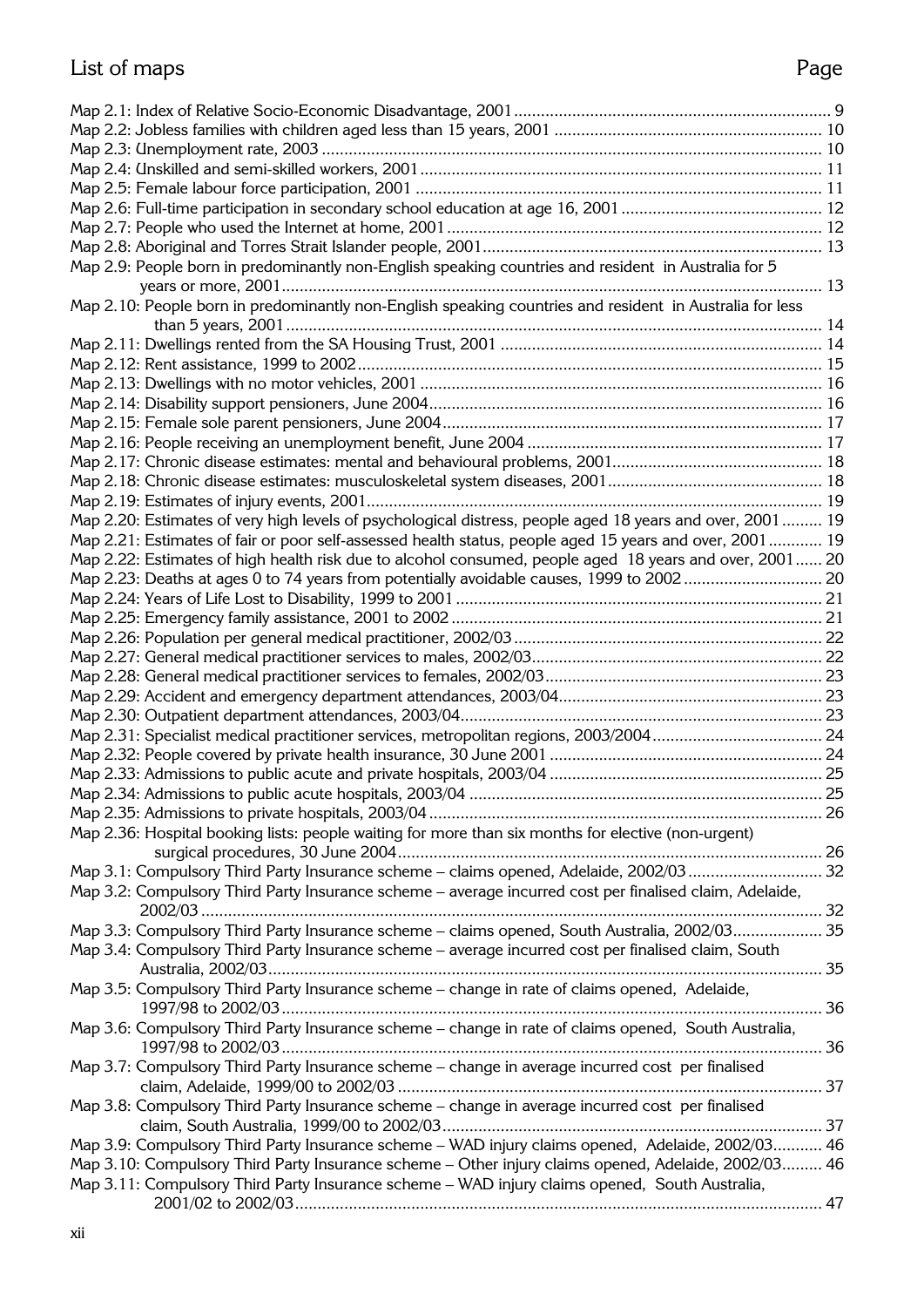## List of maps

| | Page |
|---|---|
| Map 2.1: Index of Relative Socio-Economic Disadvantage, 2001 | 9 |
| Map 2.2: Jobless families with children aged less than 15 years, 2001 | 10 |
| Map 2.3: Unemployment rate, 2003 | 10 |
| Map 2.4: Unskilled and semi-skilled workers, 2001 | 11 |
| Map 2.5: Female labour force participation, 2001 | 11 |
| Map 2.6: Full-time participation in secondary school education at age 16, 2001 | 12 |
| Map 2.7: People who used the Internet at home, 2001 | 12 |
| Map 2.8: Aboriginal and Torres Strait Islander people, 2001 | 13 |
| Map 2.9: People born in predominantly non-English speaking countries and resident in Australia for 5 years or more, 2001 | 13 |
| Map 2.10: People born in predominantly non-English speaking countries and resident in Australia for less than 5 years, 2001 | 14 |
| Map 2.11: Dwellings rented from the SA Housing Trust, 2001 | 14 |
| Map 2.12: Rent assistance, 1999 to 2002 | 15 |
| Map 2.13: Dwellings with no motor vehicles, 2001 | 16 |
| Map 2.14: Disability support pensioners, June 2004 | 16 |
| Map 2.15: Female sole parent pensioners, June 2004 | 17 |
| Map 2.16: People receiving an unemployment benefit, June 2004 | 17 |
| Map 2.17: Chronic disease estimates: mental and behavioural problems, 2001 | 18 |
| Map 2.18: Chronic disease estimates: musculoskeletal system diseases, 2001 | 18 |
| Map 2.19: Estimates of injury events, 2001 | 19 |
| Map 2.20: Estimates of very high levels of psychological distress, people aged 18 years and over, 2001 | 19 |
| Map 2.21: Estimates of fair or poor self-assessed health status, people aged 15 years and over, 2001 | 19 |
| Map 2.22: Estimates of high health risk due to alcohol consumed, people aged 18 years and over, 2001 | 20 |
| Map 2.23: Deaths at ages 0 to 74 years from potentially avoidable causes, 1999 to 2002 | 20 |
| Map 2.24: Years of Life Lost to Disability, 1999 to 2001 | 21 |
| Map 2.25: Emergency family assistance, 2001 to 2002 | 21 |
| Map 2.26: Population per general medical practitioner, 2002/03 | 22 |
| Map 2.27: General medical practitioner services to males, 2002/03 | 22 |
| Map 2.28: General medical practitioner services to females, 2002/03 | 23 |
| Map 2.29: Accident and emergency department attendances, 2003/04 | 23 |
| Map 2.30: Outpatient department attendances, 2003/04 | 23 |
| Map 2.31: Specialist medical practitioner services, metropolitan regions, 2003/2004 | 24 |
| Map 2.32: People covered by private health insurance, 30 June 2001 | 24 |
| Map 2.33: Admissions to public acute and private hospitals, 2003/04 | 25 |
| Map 2.34: Admissions to public acute hospitals, 2003/04 | 25 |
| Map 2.35: Admissions to private hospitals, 2003/04 | 26 |
| Map 2.36: Hospital booking lists: people waiting for more than six months for elective (non-urgent) surgical procedures, 30 June 2004 | 26 |
| Map 3.1: Compulsory Third Party Insurance scheme – claims opened, Adelaide, 2002/03 | 32 |
| Map 3.2: Compulsory Third Party Insurance scheme – average incurred cost per finalised claim, Adelaide, 2002/03 | 32 |
| Map 3.3: Compulsory Third Party Insurance scheme – claims opened, South Australia, 2002/03 | 35 |
| Map 3.4: Compulsory Third Party Insurance scheme – average incurred cost per finalised claim, South Australia, 2002/03 | 35 |
| Map 3.5: Compulsory Third Party Insurance scheme – change in rate of claims opened, Adelaide, 1997/98 to 2002/03 | 36 |
| Map 3.6: Compulsory Third Party Insurance scheme – change in rate of claims opened, South Australia, 1997/98 to 2002/03 | 36 |
| Map 3.7: Compulsory Third Party Insurance scheme – change in average incurred cost per finalised claim, Adelaide, 1999/00 to 2002/03 | 37 |
| Map 3.8: Compulsory Third Party Insurance scheme – change in average incurred cost per finalised claim, South Australia, 1999/00 to 2002/03 | 37 |
| Map 3.9: Compulsory Third Party Insurance scheme – WAD injury claims opened, Adelaide, 2002/03 | 46 |
| Map 3.10: Compulsory Third Party Insurance scheme – Other injury claims opened, Adelaide, 2002/03 | 46 |
| Map 3.11: Compulsory Third Party Insurance scheme – WAD injury claims opened, South Australia, 2001/02 to 2002/03 | 47 |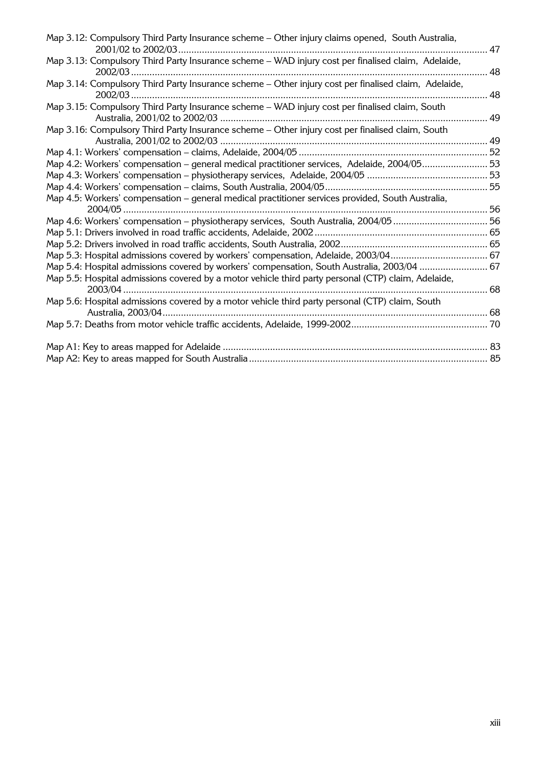Map 3.12: Compulsory Third Party Insurance scheme – Other injury claims opened, South Australia, 2001/02 to 2002/03 ...................................................................................................................... 47

Map 3.13: Compulsory Third Party Insurance scheme – WAD injury cost per finalised claim, Adelaide, 2002/03 ........................................................................................................................................ 48

Map 3.14: Compulsory Third Party Insurance scheme – Other injury cost per finalised claim, Adelaide, 2002/03 ........................................................................................................................................ 48

Map 3.15: Compulsory Third Party Insurance scheme – WAD injury cost per finalised claim, South Australia, 2001/02 to 2002/03 ...................................................................................................... 49

Map 3.16: Compulsory Third Party Insurance scheme – Other injury cost per finalised claim, South Australia, 2001/02 to 2002/03 ...................................................................................................... 49

Map 4.1: Workers' compensation – claims, Adelaide, 2004/05 ........................................................................ 52

Map 4.2: Workers' compensation – general medical practitioner services, Adelaide, 2004/05......................... 53

Map 4.3: Workers' compensation – physiotherapy services, Adelaide, 2004/05 .............................................. 53

Map 4.4: Workers' compensation – claims, South Australia, 2004/05............................................................. 55

Map 4.5: Workers' compensation – general medical practitioner services provided, South Australia, 2004/05 ........................................................................................................................................... 56

Map 4.6: Workers' compensation – physiotherapy services, South Australia, 2004/05 .................................... 56

Map 5.1: Drivers involved in road traffic accidents, Adelaide, 2002 .................................................................. 65

Map 5.2: Drivers involved in road traffic accidents, South Australia, 2002........................................................ 65

Map 5.3: Hospital admissions covered by workers' compensation, Adelaide, 2003/04..................................... 67

Map 5.4: Hospital admissions covered by workers' compensation, South Australia, 2003/04 .......................... 67

Map 5.5: Hospital admissions covered by a motor vehicle third party personal (CTP) claim, Adelaide, 2003/04 ........................................................................................................................................... 68

Map 5.6: Hospital admissions covered by a motor vehicle third party personal (CTP) claim, South Australia, 2003/04........................................................................................................................... 68

Map 5.7: Deaths from motor vehicle traffic accidents, Adelaide, 1999-2002.................................................... 70

Map A1: Key to areas mapped for Adelaide ..................................................................................................... 83

Map A2: Key to areas mapped for South Australia........................................................................................... 85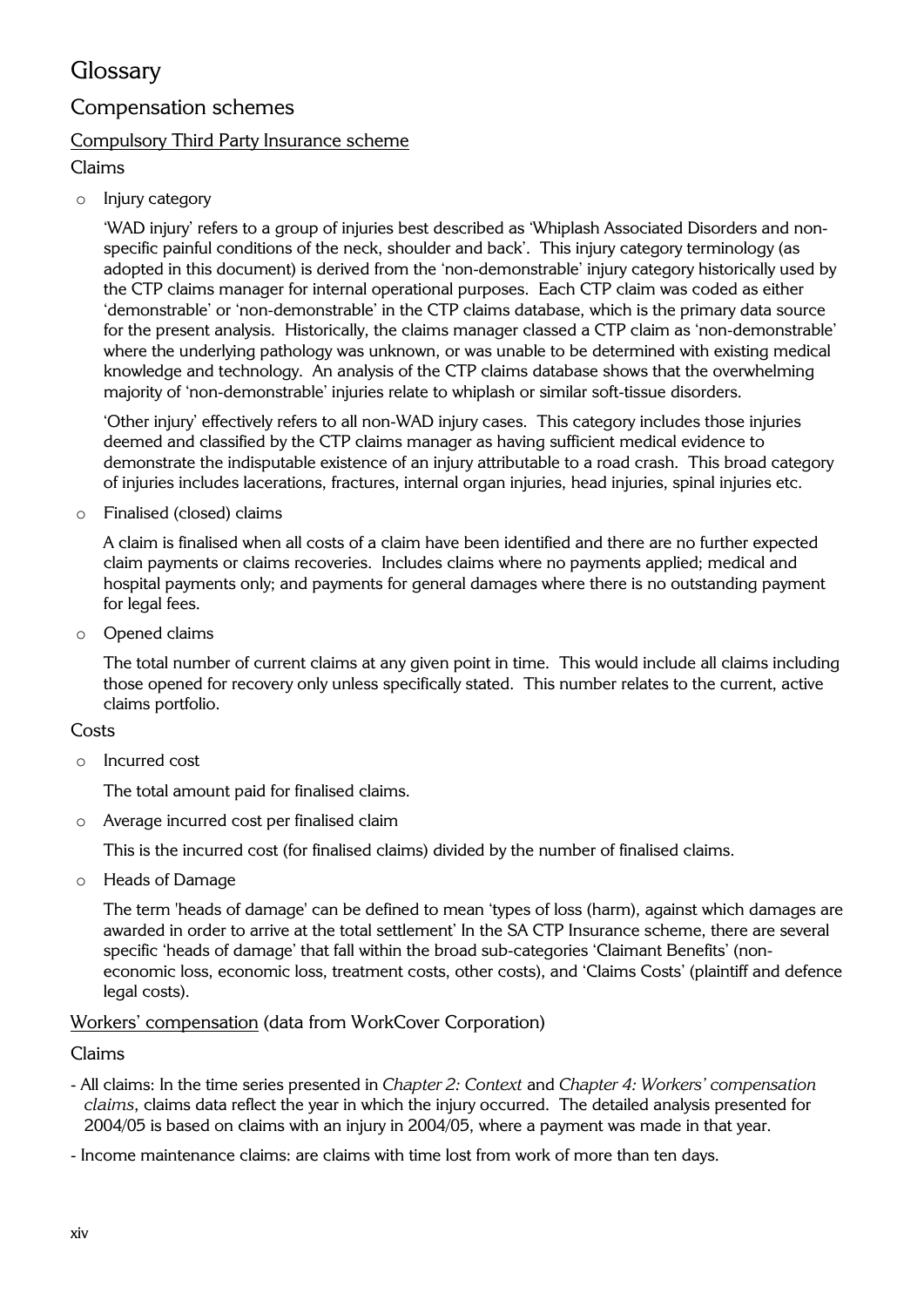# Glossary

## Compensation schemes

### Compulsory Third Party Insurance scheme

#### Claims

- Injury category

  'WAD injury' refers to a group of injuries best described as 'Whiplash Associated Disorders and non-specific painful conditions of the neck, shoulder and back'. This injury category terminology (as adopted in this document) is derived from the 'non-demonstrable' injury category historically used by the CTP claims manager for internal operational purposes. Each CTP claim was coded as either 'demonstrable' or 'non-demonstrable' in the CTP claims database, which is the primary data source for the present analysis. Historically, the claims manager classed a CTP claim as 'non-demonstrable' where the underlying pathology was unknown, or was unable to be determined with existing medical knowledge and technology. An analysis of the CTP claims database shows that the overwhelming majority of 'non-demonstrable' injuries relate to whiplash or similar soft-tissue disorders.

  'Other injury' effectively refers to all non-WAD injury cases. This category includes those injuries deemed and classified by the CTP claims manager as having sufficient medical evidence to demonstrate the indisputable existence of an injury attributable to a road crash. This broad category of injuries includes lacerations, fractures, internal organ injuries, head injuries, spinal injuries etc.

- Finalised (closed) claims

  A claim is finalised when all costs of a claim have been identified and there are no further expected claim payments or claims recoveries. Includes claims where no payments applied; medical and hospital payments only; and payments for general damages where there is no outstanding payment for legal fees.

- Opened claims

  The total number of current claims at any given point in time. This would include all claims including those opened for recovery only unless specifically stated. This number relates to the current, active claims portfolio.

#### Costs

- Incurred cost

  The total amount paid for finalised claims.

- Average incurred cost per finalised claim

  This is the incurred cost (for finalised claims) divided by the number of finalised claims.

- Heads of Damage

  The term 'heads of damage' can be defined to mean 'types of loss (harm), against which damages are awarded in order to arrive at the total settlement' In the SA CTP Insurance scheme, there are several specific 'heads of damage' that fall within the broad sub-categories 'Claimant Benefits' (non-economic loss, economic loss, treatment costs, other costs), and 'Claims Costs' (plaintiff and defence legal costs).

### Workers' compensation (data from WorkCover Corporation)

#### Claims

- All claims: In the time series presented in *Chapter 2: Context* and *Chapter 4: Workers' compensation claims*, claims data reflect the year in which the injury occurred. The detailed analysis presented for 2004/05 is based on claims with an injury in 2004/05, where a payment was made in that year.
- Income maintenance claims: are claims with time lost from work of more than ten days.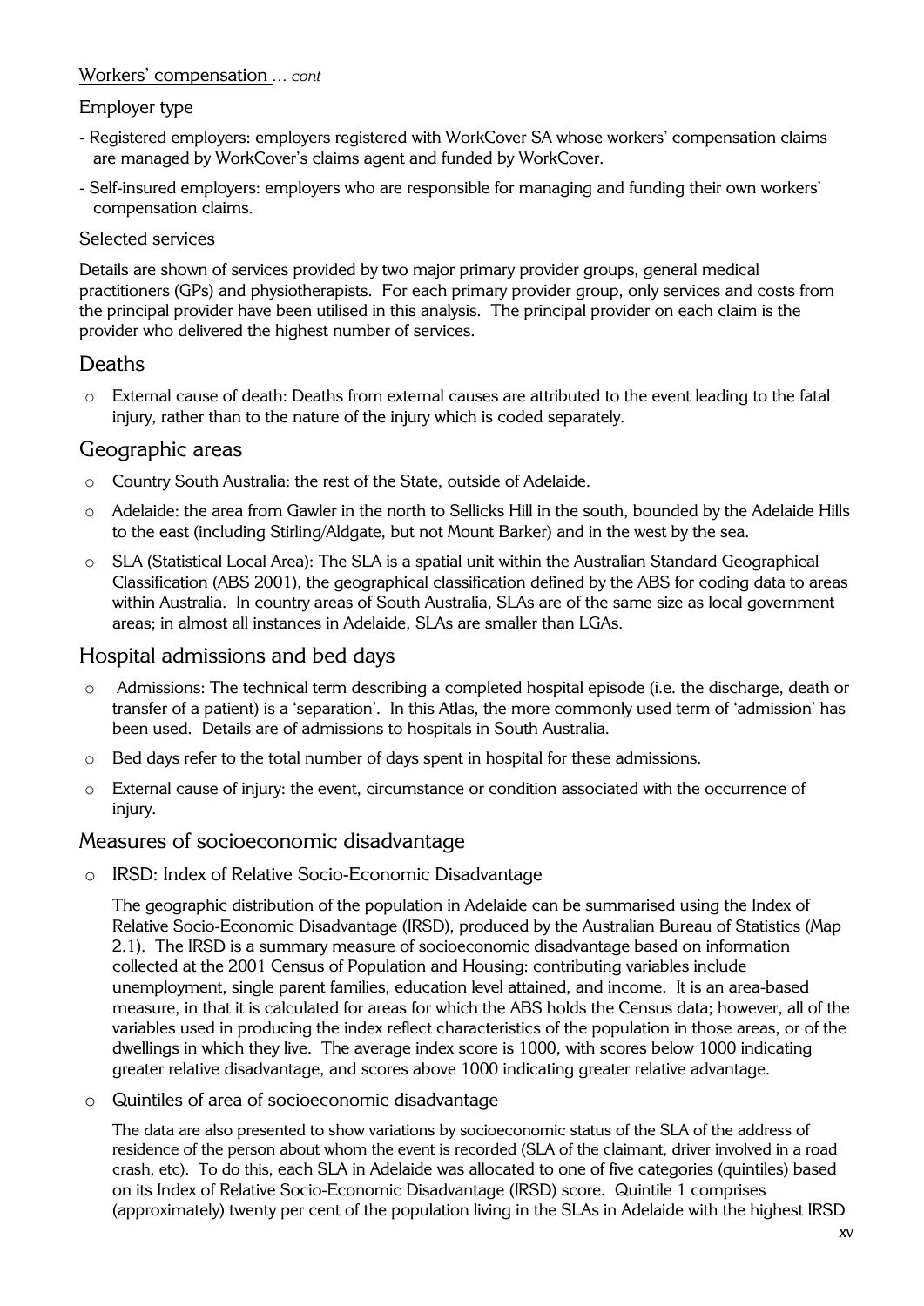Workers' compensation *... cont*

Employer type

- Registered employers: employers registered with WorkCover SA whose workers' compensation claims are managed by WorkCover's claims agent and funded by WorkCover.
- Self-insured employers: employers who are responsible for managing and funding their own workers' compensation claims.

Selected services

Details are shown of services provided by two major primary provider groups, general medical practitioners (GPs) and physiotherapists. For each primary provider group, only services and costs from the principal provider have been utilised in this analysis. The principal provider on each claim is the provider who delivered the highest number of services.

## Deaths

- External cause of death: Deaths from external causes are attributed to the event leading to the fatal injury, rather than to the nature of the injury which is coded separately.

## Geographic areas

- Country South Australia: the rest of the State, outside of Adelaide.
- Adelaide: the area from Gawler in the north to Sellicks Hill in the south, bounded by the Adelaide Hills to the east (including Stirling/Aldgate, but not Mount Barker) and in the west by the sea.
- SLA (Statistical Local Area): The SLA is a spatial unit within the Australian Standard Geographical Classification (ABS 2001), the geographical classification defined by the ABS for coding data to areas within Australia. In country areas of South Australia, SLAs are of the same size as local government areas; in almost all instances in Adelaide, SLAs are smaller than LGAs.

## Hospital admissions and bed days

- Admissions: The technical term describing a completed hospital episode (i.e. the discharge, death or transfer of a patient) is a 'separation'. In this Atlas, the more commonly used term of 'admission' has been used. Details are of admissions to hospitals in South Australia.
- Bed days refer to the total number of days spent in hospital for these admissions.
- External cause of injury: the event, circumstance or condition associated with the occurrence of injury.

## Measures of socioeconomic disadvantage

- IRSD: Index of Relative Socio-Economic Disadvantage

  The geographic distribution of the population in Adelaide can be summarised using the Index of Relative Socio-Economic Disadvantage (IRSD), produced by the Australian Bureau of Statistics (Map 2.1). The IRSD is a summary measure of socioeconomic disadvantage based on information collected at the 2001 Census of Population and Housing: contributing variables include unemployment, single parent families, education level attained, and income. It is an area-based measure, in that it is calculated for areas for which the ABS holds the Census data; however, all of the variables used in producing the index reflect characteristics of the population in those areas, or of the dwellings in which they live. The average index score is 1000, with scores below 1000 indicating greater relative disadvantage, and scores above 1000 indicating greater relative advantage.

- Quintiles of area of socioeconomic disadvantage

  The data are also presented to show variations by socioeconomic status of the SLA of the address of residence of the person about whom the event is recorded (SLA of the claimant, driver involved in a road crash, etc). To do this, each SLA in Adelaide was allocated to one of five categories (quintiles) based on its Index of Relative Socio-Economic Disadvantage (IRSD) score. Quintile 1 comprises (approximately) twenty per cent of the population living in the SLAs in Adelaide with the highest IRSD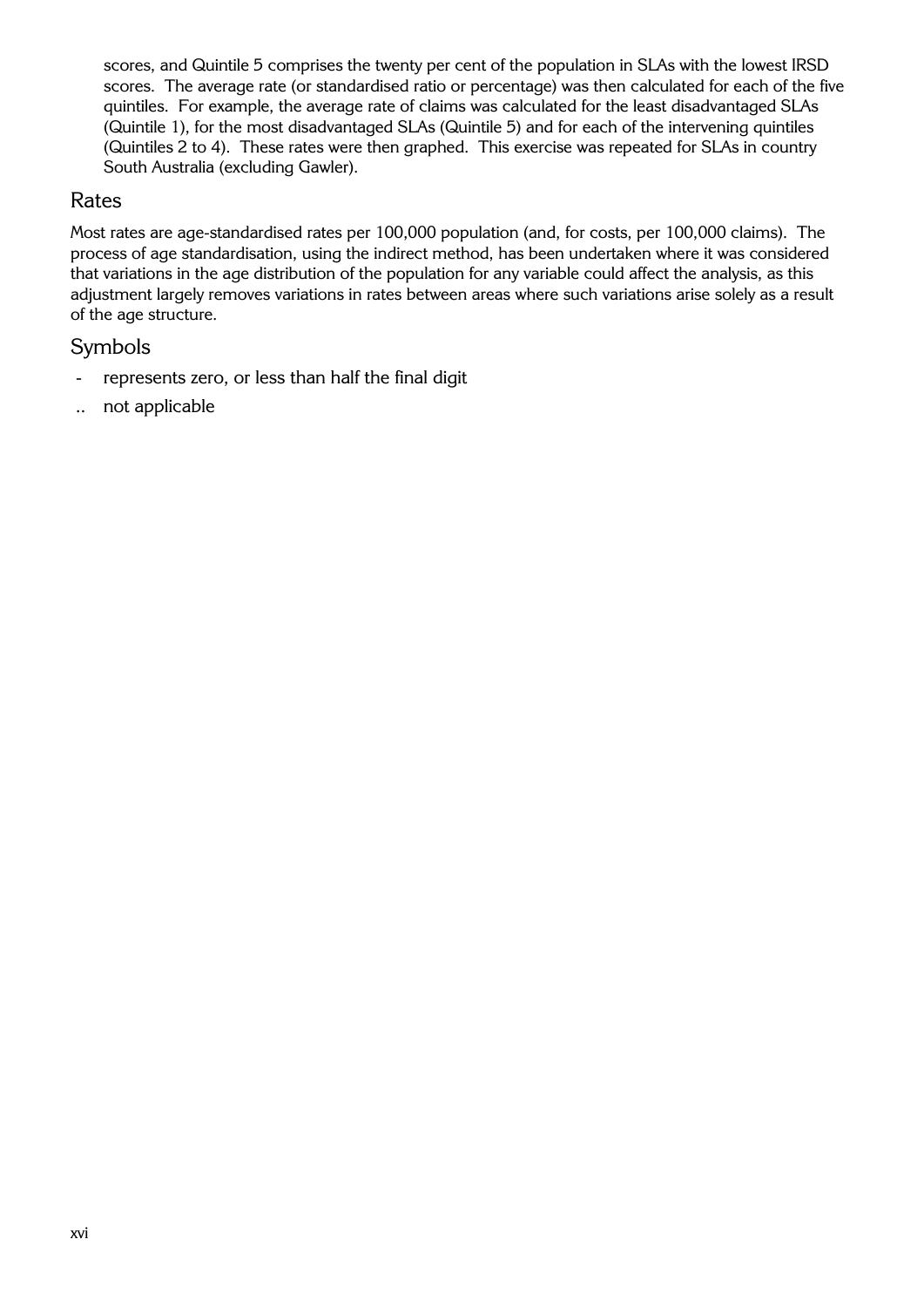scores, and Quintile 5 comprises the twenty per cent of the population in SLAs with the lowest IRSD scores. The average rate (or standardised ratio or percentage) was then calculated for each of the five quintiles. For example, the average rate of claims was calculated for the least disadvantaged SLAs (Quintile 1), for the most disadvantaged SLAs (Quintile 5) and for each of the intervening quintiles (Quintiles 2 to 4). These rates were then graphed. This exercise was repeated for SLAs in country South Australia (excluding Gawler).

## Rates

Most rates are age-standardised rates per 100,000 population (and, for costs, per 100,000 claims). The process of age standardisation, using the indirect method, has been undertaken where it was considered that variations in the age distribution of the population for any variable could affect the analysis, as this adjustment largely removes variations in rates between areas where such variations arise solely as a result of the age structure.

## Symbols

- \- represents zero, or less than half the final digit
- .. not applicable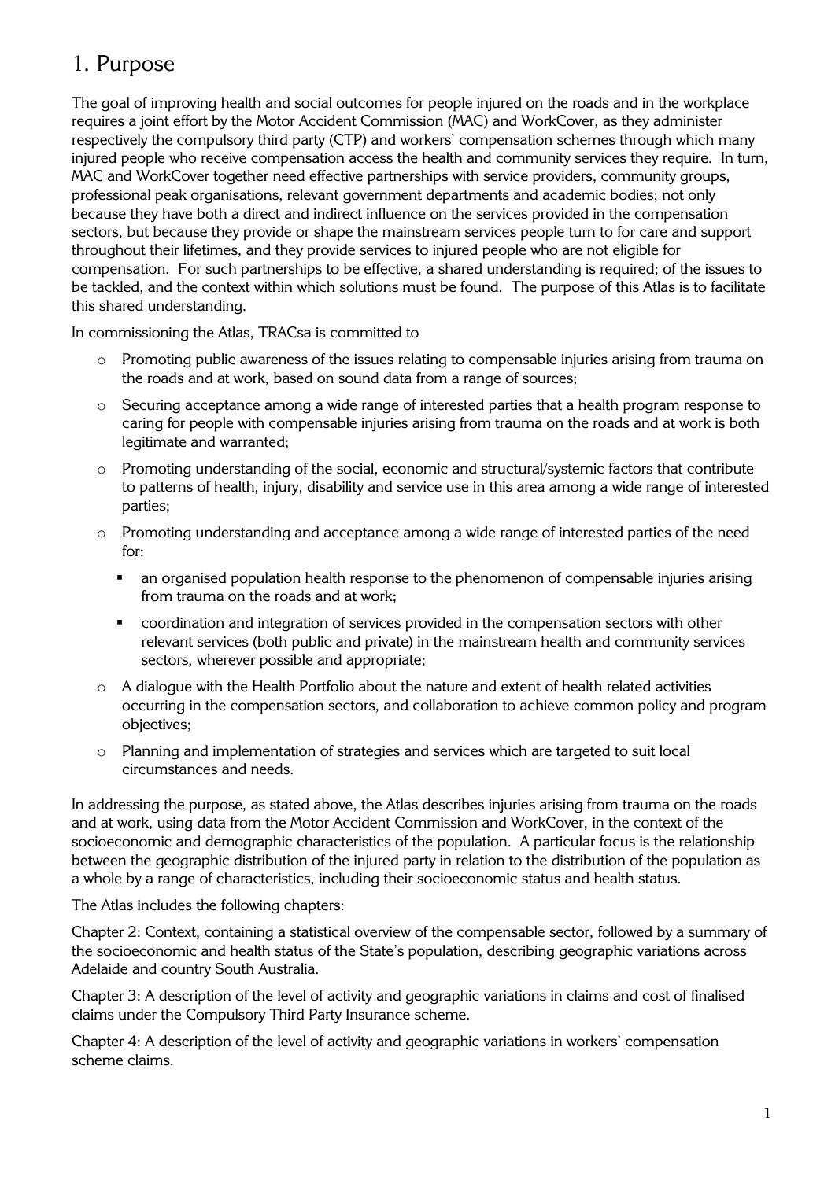# 1. Purpose

The goal of improving health and social outcomes for people injured on the roads and in the workplace requires a joint effort by the Motor Accident Commission (MAC) and WorkCover, as they administer respectively the compulsory third party (CTP) and workers' compensation schemes through which many injured people who receive compensation access the health and community services they require. In turn, MAC and WorkCover together need effective partnerships with service providers, community groups, professional peak organisations, relevant government departments and academic bodies; not only because they have both a direct and indirect influence on the services provided in the compensation sectors, but because they provide or shape the mainstream services people turn to for care and support throughout their lifetimes, and they provide services to injured people who are not eligible for compensation. For such partnerships to be effective, a shared understanding is required; of the issues to be tackled, and the context within which solutions must be found. The purpose of this Atlas is to facilitate this shared understanding.

In commissioning the Atlas, TRACsa is committed to

- Promoting public awareness of the issues relating to compensable injuries arising from trauma on the roads and at work, based on sound data from a range of sources;
- Securing acceptance among a wide range of interested parties that a health program response to caring for people with compensable injuries arising from trauma on the roads and at work is both legitimate and warranted;
- Promoting understanding of the social, economic and structural/systemic factors that contribute to patterns of health, injury, disability and service use in this area among a wide range of interested parties;
- Promoting understanding and acceptance among a wide range of interested parties of the need for:
  - an organised population health response to the phenomenon of compensable injuries arising from trauma on the roads and at work;
  - coordination and integration of services provided in the compensation sectors with other relevant services (both public and private) in the mainstream health and community services sectors, wherever possible and appropriate;
- A dialogue with the Health Portfolio about the nature and extent of health related activities occurring in the compensation sectors, and collaboration to achieve common policy and program objectives;
- Planning and implementation of strategies and services which are targeted to suit local circumstances and needs.

In addressing the purpose, as stated above, the Atlas describes injuries arising from trauma on the roads and at work, using data from the Motor Accident Commission and WorkCover, in the context of the socioeconomic and demographic characteristics of the population. A particular focus is the relationship between the geographic distribution of the injured party in relation to the distribution of the population as a whole by a range of characteristics, including their socioeconomic status and health status.

The Atlas includes the following chapters:

Chapter 2: Context, containing a statistical overview of the compensable sector, followed by a summary of the socioeconomic and health status of the State's population, describing geographic variations across Adelaide and country South Australia.

Chapter 3: A description of the level of activity and geographic variations in claims and cost of finalised claims under the Compulsory Third Party Insurance scheme.

Chapter 4: A description of the level of activity and geographic variations in workers' compensation scheme claims.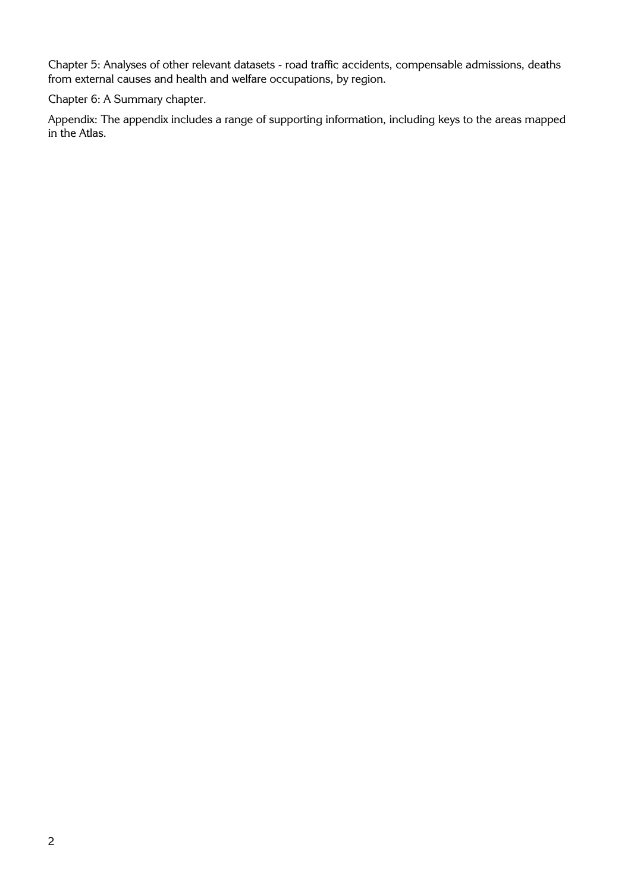Chapter 5: Analyses of other relevant datasets - road traffic accidents, compensable admissions, deaths from external causes and health and welfare occupations, by region.

Chapter 6: A Summary chapter.

Appendix: The appendix includes a range of supporting information, including keys to the areas mapped in the Atlas.